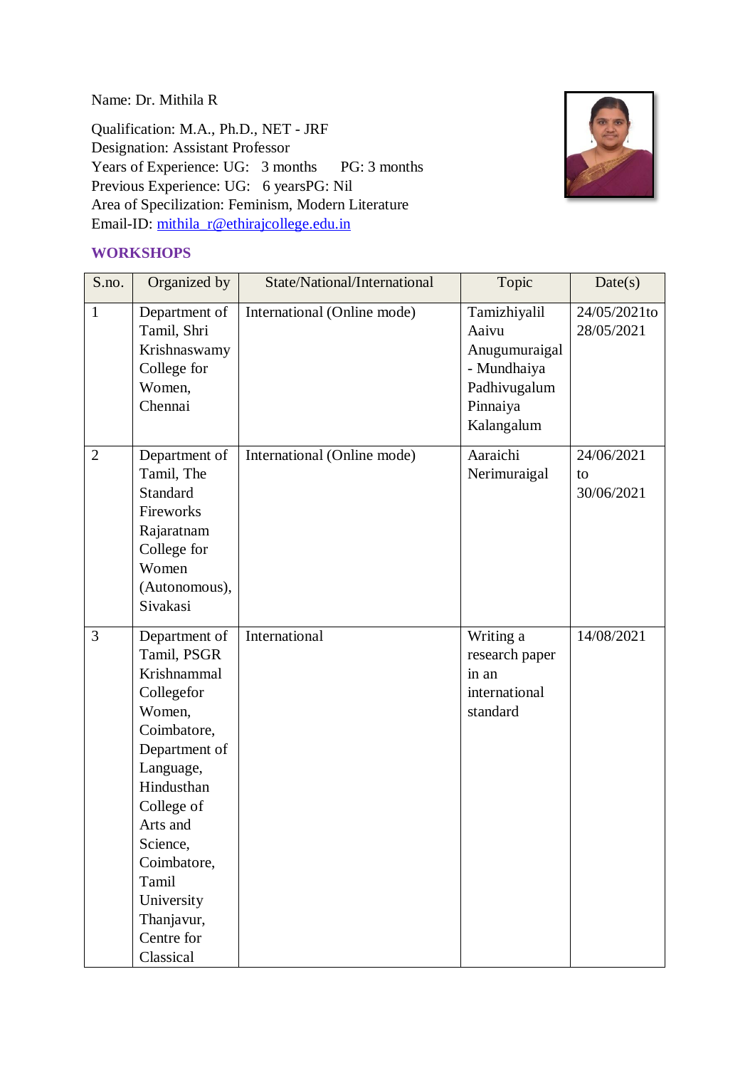Name: Dr. Mithila R

Qualification: M.A., Ph.D., NET - JRF
Designation: Assistant Professor
Years of Experience: UG: 3 months PG: 3 months
Previous Experience: UG: 6 yearsPG: Nil
Area of Specilization: Feminism, Modern Literature
Email-ID: mithila_r@ethirajcollege.edu.in

## WORKSHOPS

| S.no. | Organized by | State/National/International | Topic | Date(s) |
|---|---|---|---|---|
| 1 | Department of Tamil, Shri Krishnaswamy College for Women, Chennai | International (Online mode) | Tamizhiyalil Aaivu Anugumuraigal - Mundhaiya Padhivugalum Pinnaiya Kalangalum | 24/05/2021to 28/05/2021 |
| 2 | Department of Tamil, The Standard Fireworks Rajaratnam College for Women (Autonomous), Sivakasi | International (Online mode) | Aaraichi Nerimuraigal | 24/06/2021 to 30/06/2021 |
| 3 | Department of Tamil, PSGR Krishnammal Collegefor Women, Coimbatore, Department of Language, Hindusthan College of Arts and Science, Coimbatore, Tamil University Thanjavur, Centre for Classical | International | Writing a research paper in an international standard | 14/08/2021 |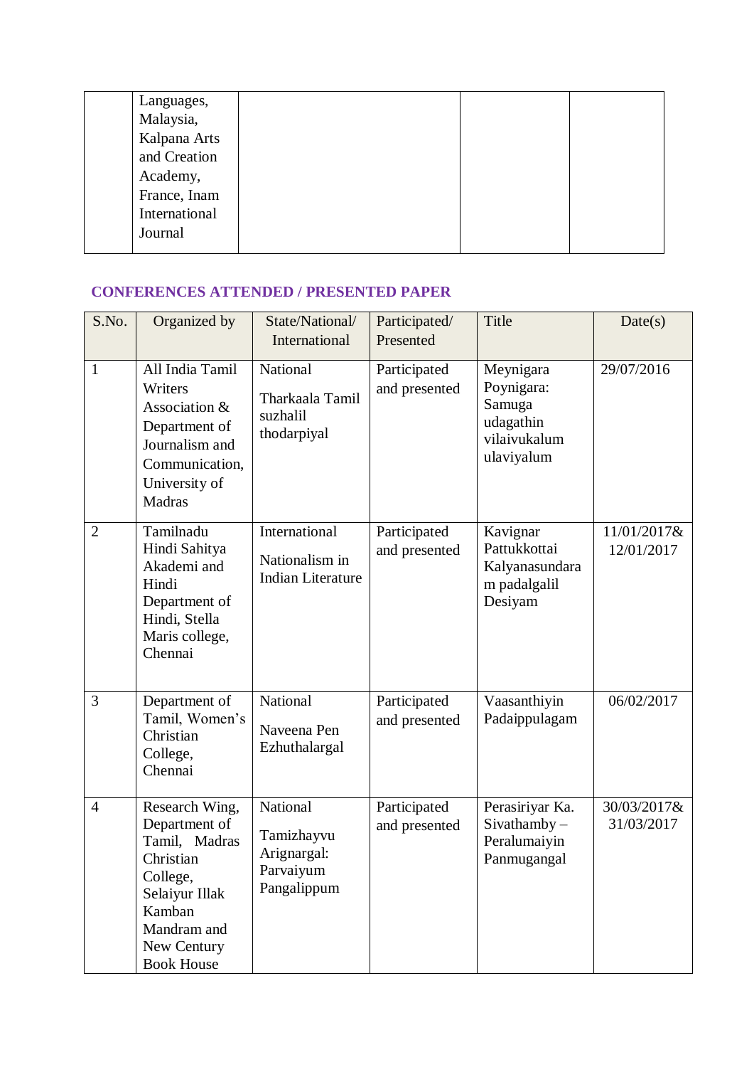|  | Languages, Malaysia, Kalpana Arts and Creation Academy, France, Inam International Journal |  |  |  |
|---|---|---|---|---|

## CONFERENCES ATTENDED / PRESENTED PAPER

| S.No. | Organized by | State/National/ International | Participated/ Presented | Title | Date(s) |
|---|---|---|---|---|---|
| 1 | All India Tamil Writers Association & Department of Journalism and Communication, University of Madras | National<br><br>Tharkaala Tamil suzhalil thodarpiyal | Participated and presented | Meynigara Poynigara: Samuga udagathin vilaivukalum ulaviyalum | 29/07/2016 |
| 2 | Tamilnadu Hindi Sahitya Akademi and Hindi Department of Hindi, Stella Maris college, Chennai | International<br><br>Nationalism in Indian Literature | Participated and presented | Kavignar Pattukkottai Kalyanasundaram padalgalil Desiyam | 11/01/2017& 12/01/2017 |
| 3 | Department of Tamil, Women's Christian College, Chennai | National<br><br>Naveena Pen Ezhuthalargal | Participated and presented | Vaasanthiyin Padaippulagam | 06/02/2017 |
| 4 | Research Wing, Department of Tamil, Madras Christian College, Selaiyur Illak Kamban Mandram and New Century Book House | National<br><br>Tamizhayvu Arignargal: Parvaiyum Pangalippum | Participated and presented | Perasiriyar Ka. Sivathamby – Peralumaiyin Panmugangal | 30/03/2017& 31/03/2017 |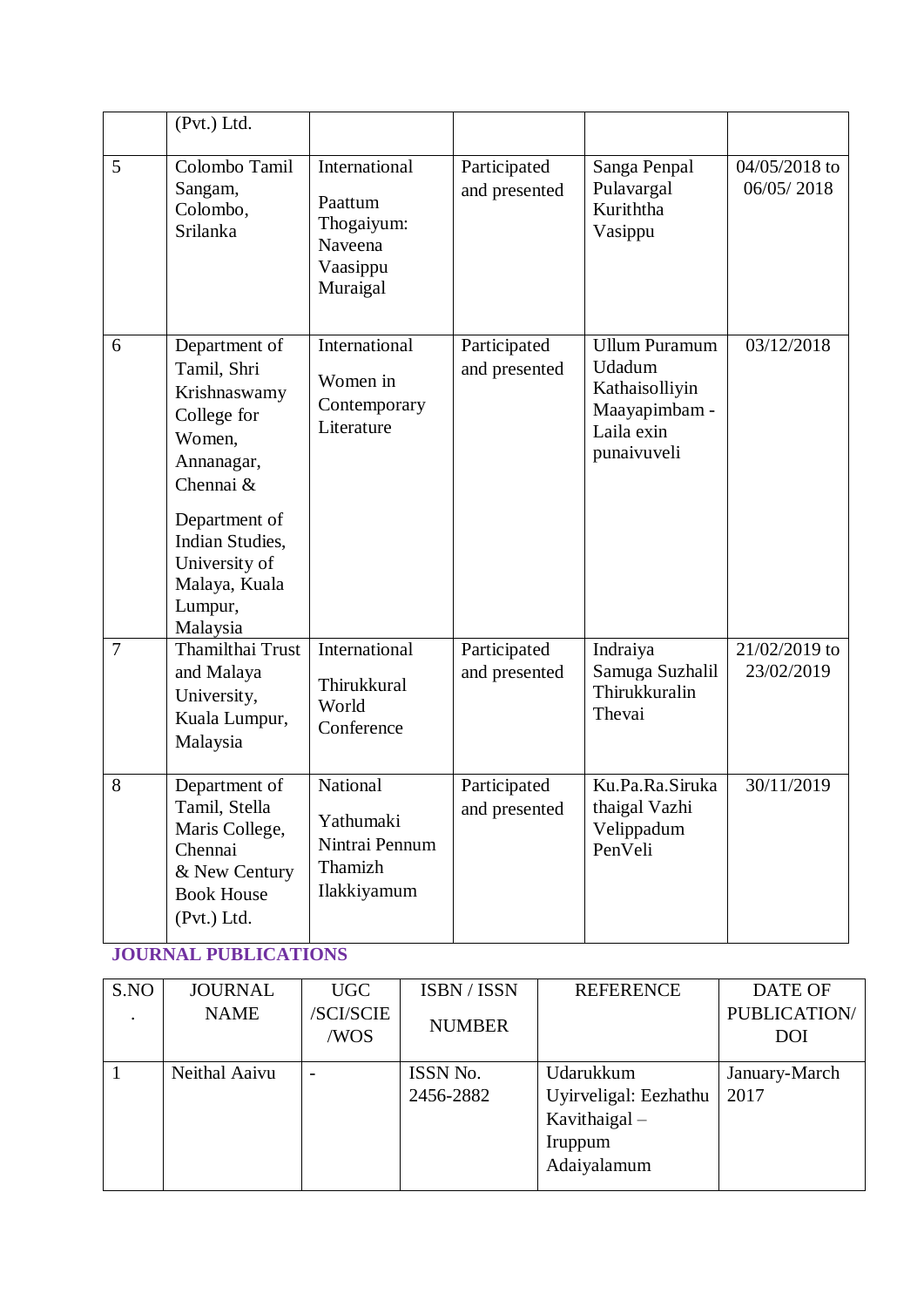| | (Pvt.) Ltd. | | | | |
|---|---|---|---|---|---|
| 5 | Colombo Tamil Sangam, Colombo, Srilanka | International Paattum Thogaiyum: Naveena Vaasippu Muraigal | Participated and presented | Sanga Penpal Pulavargal Kuriththa Vasippu | 04/05/2018 to 06/05/ 2018 |
| 6 | Department of Tamil, Shri Krishnaswamy College for Women, Annanagar, Chennai & Department of Indian Studies, University of Malaya, Kuala Lumpur, Malaysia | International Women in Contemporary Literature | Participated and presented | Ullum Puramum Udadum Kathaisolliyin Maayapimbam - Laila exin punaivuveli | 03/12/2018 |
| 7 | Thamilthai Trust and Malaya University, Kuala Lumpur, Malaysia | International Thirukkural World Conference | Participated and presented | Indraiya Samuga Suzhalil Thirukkuralin Thevai | 21/02/2019 to 23/02/2019 |
| 8 | Department of Tamil, Stella Maris College, Chennai & New Century Book House (Pvt.) Ltd. | National Yathumaki Nintrai Pennum Thamizh Ilakkiyamum | Participated and presented | Ku.Pa.Ra.Siruka thaigal Vazhi Velippadum PenVeli | 30/11/2019 |

**JOURNAL PUBLICATIONS**

| S.NO. | JOURNAL NAME | UGC /SCI/SCIE /WOS | ISBN / ISSN NUMBER | REFERENCE | DATE OF PUBLICATION/ DOI |
|---|---|---|---|---|---|
| 1 | Neithal Aaivu | - | ISSN No. 2456-2882 | Udarukkum Uyirveligal: Eezhathu Kavithaigal – Iruppum Adaiyalamum | January-March 2017 |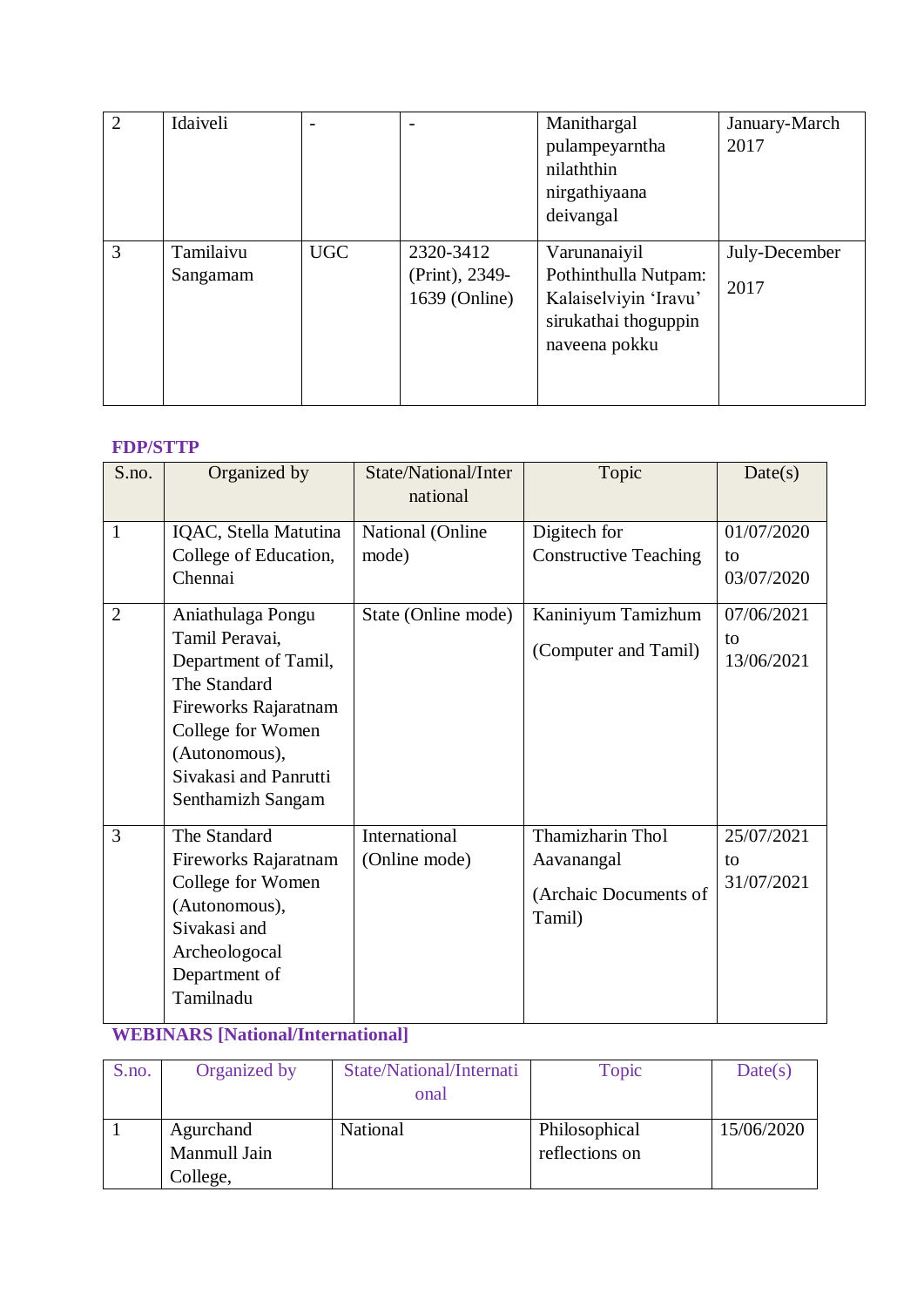| | | | | | |
|---|---|---|---|---|---|
| 2 | Idaiveli | - | - | Manithargal pulampeyarntha nilaththin nirgathiyaana deivangal | January-March 2017 |
| 3 | Tamilaivu Sangamam | UGC | 2320-3412 (Print), 2349-1639 (Online) | Varunanaiyil Pothinthulla Nutpam: Kalaiselviyin 'Iravu' sirukathai thoguppin naveena pokku | July-December 2017 |

**FDP/STTP**

| S.no. | Organized by | State/National/International | Topic | Date(s) |
|---|---|---|---|---|
| 1 | IQAC, Stella Matutina College of Education, Chennai | National (Online mode) | Digitech for Constructive Teaching | 01/07/2020 to 03/07/2020 |
| 2 | Aniathulaga Pongu Tamil Peravai, Department of Tamil, The Standard Fireworks Rajaratnam College for Women (Autonomous), Sivakasi and Panrutti Senthamizh Sangam | State (Online mode) | Kaniniyum Tamizhum (Computer and Tamil) | 07/06/2021 to 13/06/2021 |
| 3 | The Standard Fireworks Rajaratnam College for Women (Autonomous), Sivakasi and Archeologocal Department of Tamilnadu | International (Online mode) | Thamizharin Thol Aavanangal (Archaic Documents of Tamil) | 25/07/2021 to 31/07/2021 |

**WEBINARS [National/International]**

| S.no. | Organized by | State/National/International | Topic | Date(s) |
|---|---|---|---|---|
| 1 | Agurchand Manmull Jain College, | National | Philosophical reflections on | 15/06/2020 |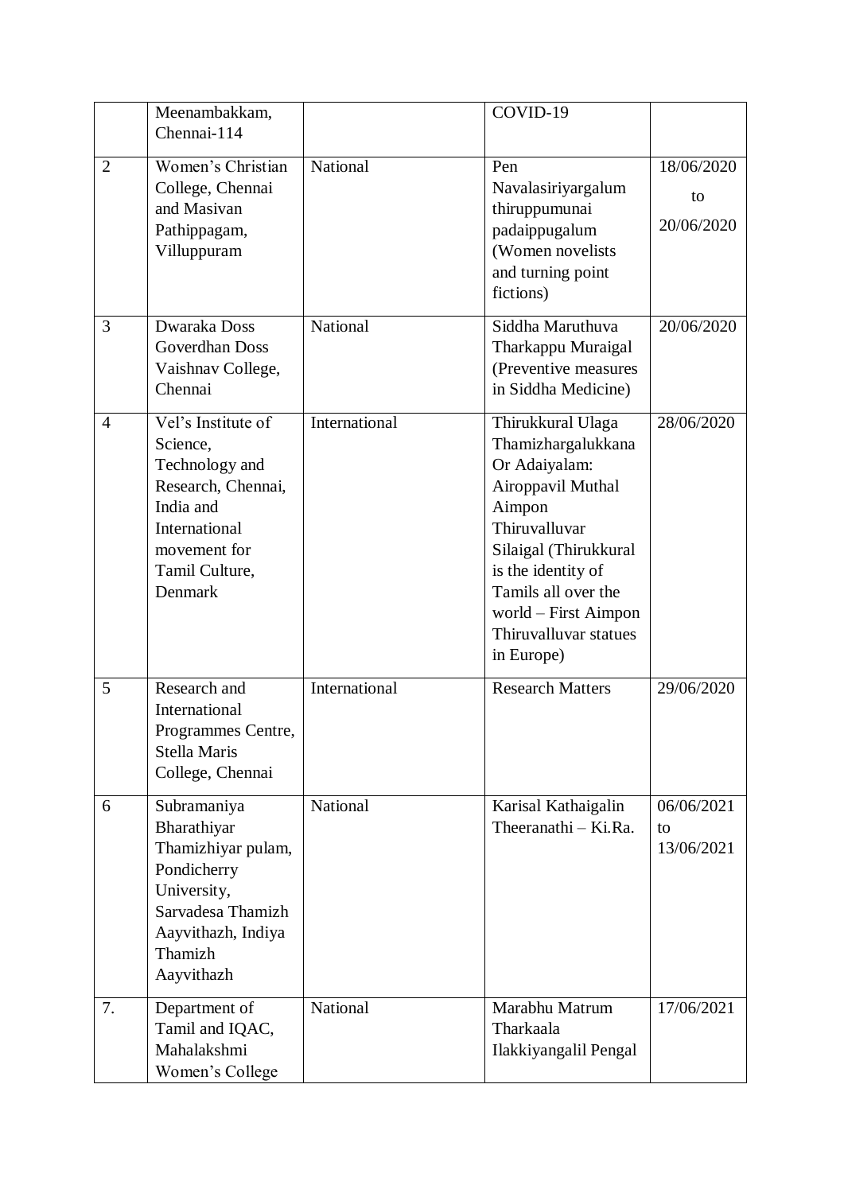| | | | | |
|---|---|---|---|---|
| | Meenambakkam, Chennai-114 | | COVID-19 | |
| 2 | Women's Christian College, Chennai and Masivan Pathippagam, Villuppuram | National | Pen Navalasiriyargalum thiruppumunai padaippugalum (Women novelists and turning point fictions) | 18/06/2020 to 20/06/2020 |
| 3 | Dwaraka Doss Goverdhan Doss Vaishnav College, Chennai | National | Siddha Maruthuva Tharkappu Muraigal (Preventive measures in Siddha Medicine) | 20/06/2020 |
| 4 | Vel's Institute of Science, Technology and Research, Chennai, India and International movement for Tamil Culture, Denmark | International | Thirukkural Ulaga Thamizhargalukkana Or Adaiyalam: Airoppavil Muthal Aimpon Thiruvalluvar Silaigal (Thirukkural is the identity of Tamils all over the world – First Aimpon Thiruvalluvar statues in Europe) | 28/06/2020 |
| 5 | Research and International Programmes Centre, Stella Maris College, Chennai | International | Research Matters | 29/06/2020 |
| 6 | Subramaniya Bharathiyar Thamizhiyar pulam, Pondicherry University, Sarvadesa Thamizh Aayvithazh, Indiya Thamizh Aayvithazh | National | Karisal Kathaigalin Theeranathi – Ki.Ra. | 06/06/2021 to 13/06/2021 |
| 7. | Department of Tamil and IQAC, Mahalakshmi Women's College | National | Marabhu Matrum Tharkaala Ilakkiyangalil Pengal | 17/06/2021 |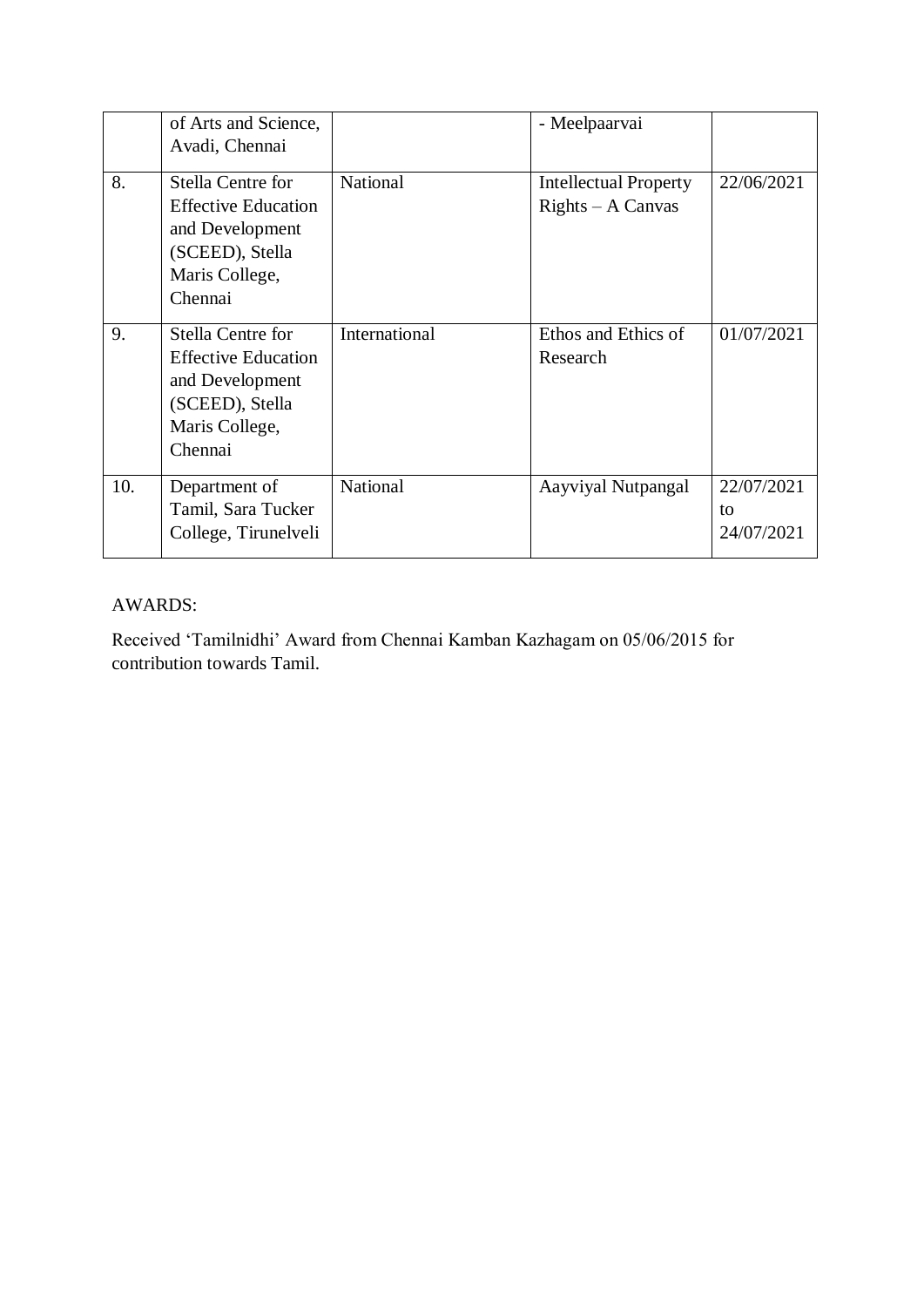| | | | | |
|---|---|---|---|---|
| | of Arts and Science, Avadi, Chennai | | - Meelpaarvai | |
| 8. | Stella Centre for Effective Education and Development (SCEED), Stella Maris College, Chennai | National | Intellectual Property Rights – A Canvas | 22/06/2021 |
| 9. | Stella Centre for Effective Education and Development (SCEED), Stella Maris College, Chennai | International | Ethos and Ethics of Research | 01/07/2021 |
| 10. | Department of Tamil, Sara Tucker College, Tirunelveli | National | Aayviyal Nutpangal | 22/07/2021 to 24/07/2021 |

AWARDS:

Received 'Tamilnidhi' Award from Chennai Kamban Kazhagam on 05/06/2015 for contribution towards Tamil.